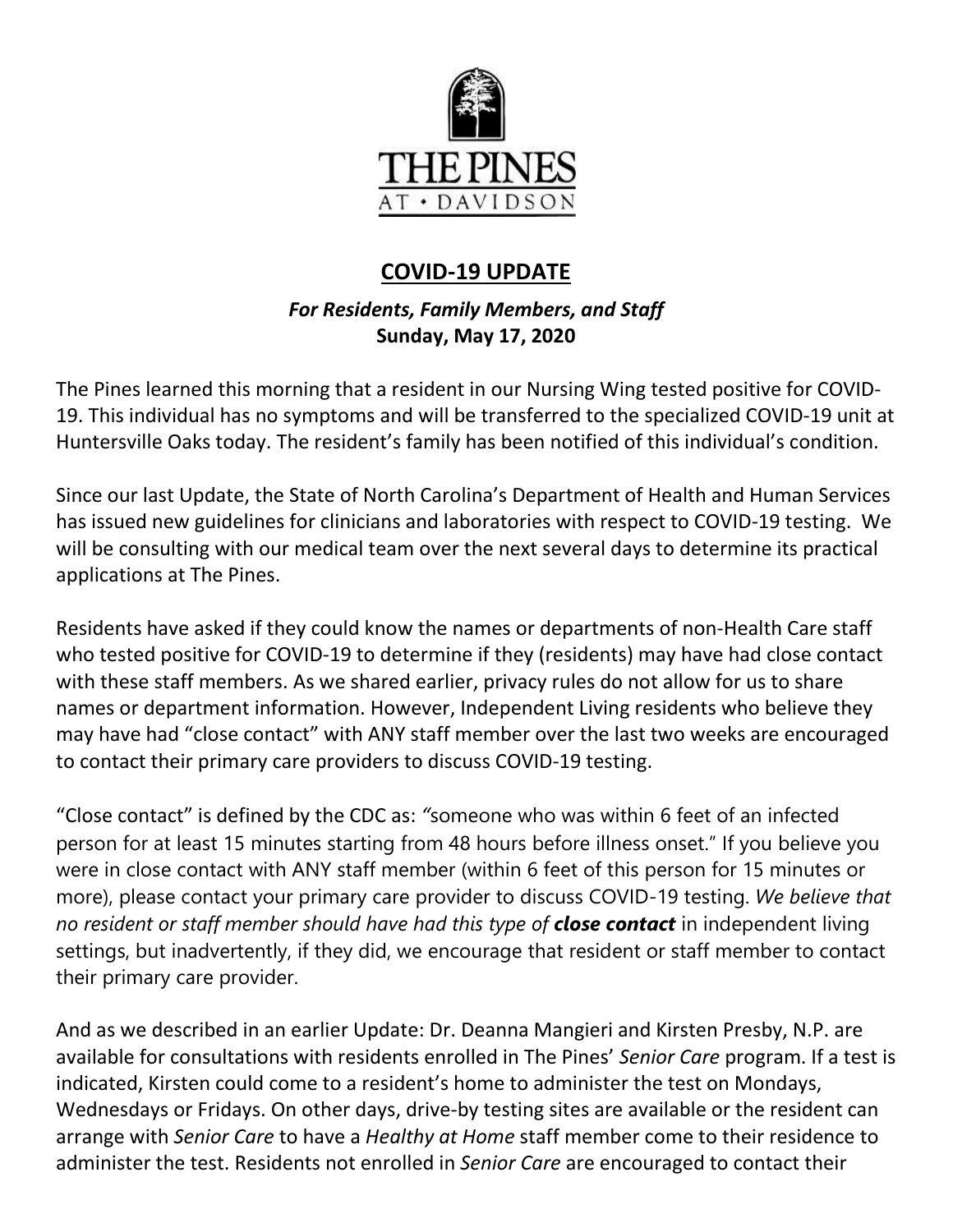THE PINES AT • DAVIDSON

# COVID-19 UPDATE

***For Residents, Family Members, and Staff***
**Sunday, May 17, 2020**

The Pines learned this morning that a resident in our Nursing Wing tested positive for COVID-19. This individual has no symptoms and will be transferred to the specialized COVID-19 unit at Huntersville Oaks today. The resident's family has been notified of this individual's condition.

Since our last Update, the State of North Carolina's Department of Health and Human Services has issued new guidelines for clinicians and laboratories with respect to COVID-19 testing. We will be consulting with our medical team over the next several days to determine its practical applications at The Pines.

Residents have asked if they could know the names or departments of non-Health Care staff who tested positive for COVID-19 to determine if they (residents) may have had close contact with these staff members. As we shared earlier, privacy rules do not allow for us to share names or department information. However, Independent Living residents who believe they may have had "close contact" with ANY staff member over the last two weeks are encouraged to contact their primary care providers to discuss COVID-19 testing.

"Close contact" is defined by the CDC as: *"*someone who was within 6 feet of an infected person for at least 15 minutes starting from 48 hours before illness onset." If you believe you were in close contact with ANY staff member (within 6 feet of this person for 15 minutes or more), please contact your primary care provider to discuss COVID-19 testing. *We believe that no resident or staff member should have had this type of* ***close contact*** in independent living settings, but inadvertently, if they did, we encourage that resident or staff member to contact their primary care provider.

And as we described in an earlier Update: Dr. Deanna Mangieri and Kirsten Presby, N.P. are available for consultations with residents enrolled in The Pines' *Senior Care* program. If a test is indicated, Kirsten could come to a resident's home to administer the test on Mondays, Wednesdays or Fridays. On other days, drive-by testing sites are available or the resident can arrange with *Senior Care* to have a *Healthy at Home* staff member come to their residence to administer the test. Residents not enrolled in *Senior Care* are encouraged to contact their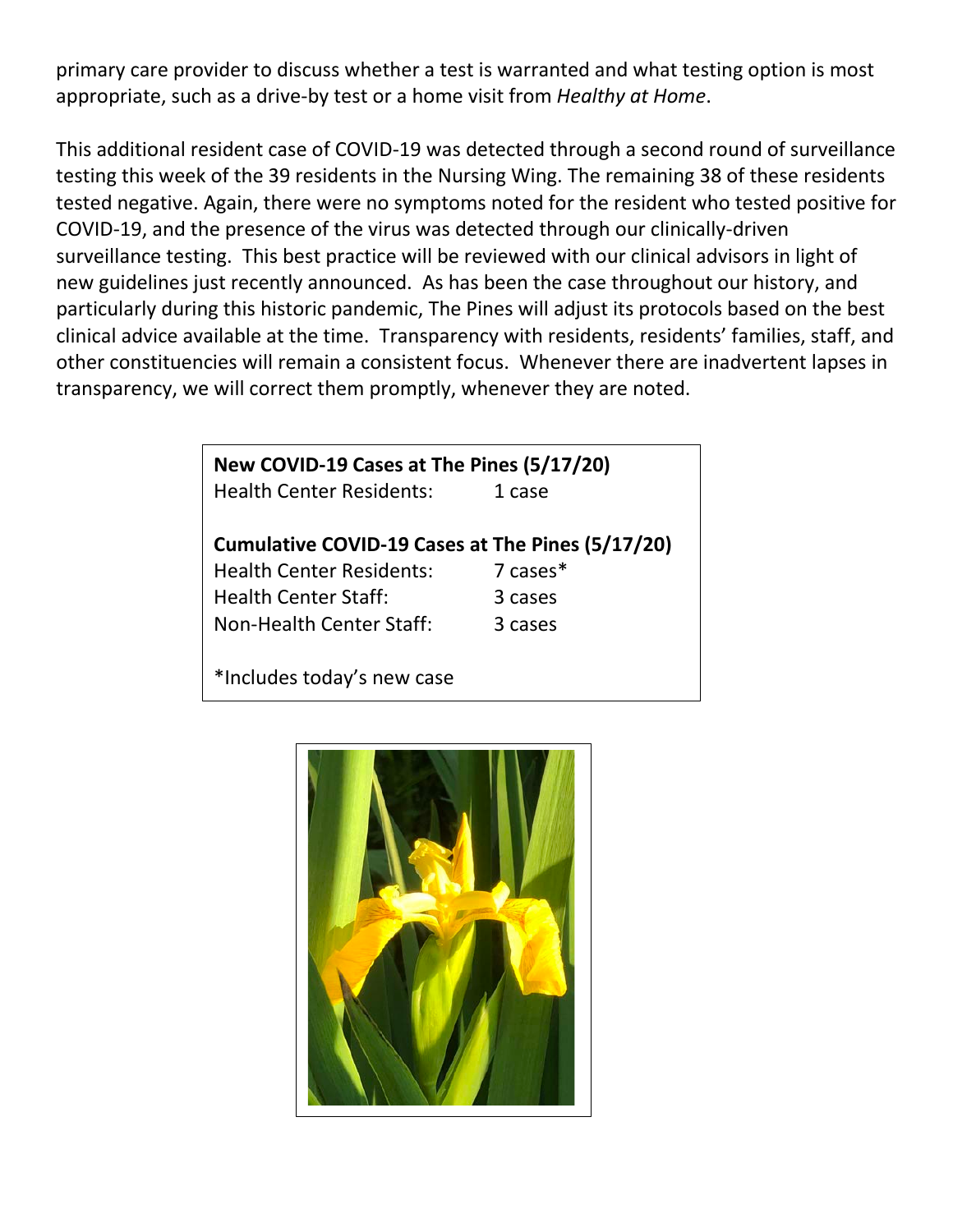primary care provider to discuss whether a test is warranted and what testing option is most appropriate, such as a drive-by test or a home visit from *Healthy at Home*.

This additional resident case of COVID-19 was detected through a second round of surveillance testing this week of the 39 residents in the Nursing Wing. The remaining 38 of these residents tested negative. Again, there were no symptoms noted for the resident who tested positive for COVID-19, and the presence of the virus was detected through our clinically-driven surveillance testing. This best practice will be reviewed with our clinical advisors in light of new guidelines just recently announced. As has been the case throughout our history, and particularly during this historic pandemic, The Pines will adjust its protocols based on the best clinical advice available at the time. Transparency with residents, residents' families, staff, and other constituencies will remain a consistent focus. Whenever there are inadvertent lapses in transparency, we will correct them promptly, whenever they are noted.

**New COVID-19 Cases at The Pines (5/17/20)**

| | |
|---|---|
| Health Center Residents: | 1 case |

**Cumulative COVID-19 Cases at The Pines (5/17/20)**

| | |
|---|---|
| Health Center Residents: | 7 cases* |
| Health Center Staff: | 3 cases |
| Non-Health Center Staff: | 3 cases |

*Includes today's new case